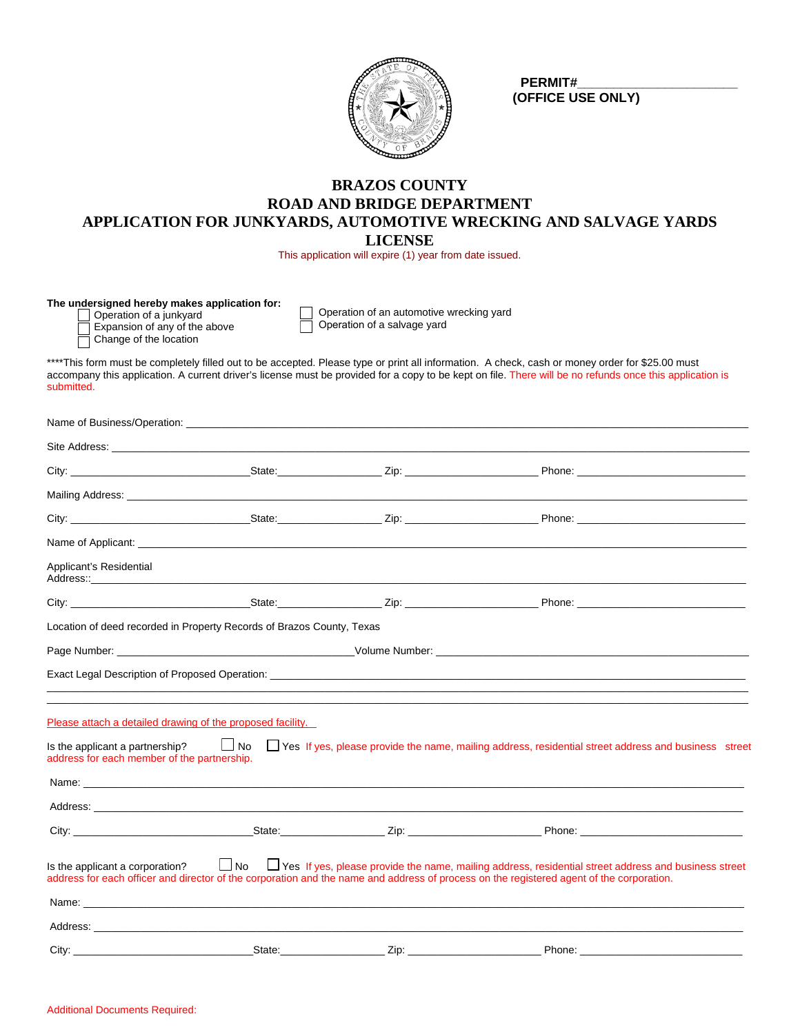PERMIT#________________________
**(OFFICE USE ONLY)**

# BRAZOS COUNTY
# ROAD AND BRIDGE DEPARTMENT
# APPLICATION FOR JUNKYARDS, AUTOMOTIVE WRECKING AND SALVAGE YARDS LICENSE

This application will expire (1) year from date issued.

**The undersigned hereby makes application for:**

- ☐ Operation of a junkyard
- ☐ Expansion of any of the above
- ☐ Change of the location
- ☐ Operation of an automotive wrecking yard
- ☐ Operation of a salvage yard

****This form must be completely filled out to be accepted. Please type or print all information. A check, cash or money order for $25.00 must accompany this application. A current driver's license must be provided for a copy to be kept on file. There will be no refunds once this application is submitted.

Name of Business/Operation: ________________________________________________

Site Address: ________________________________________________

City: ____________________ State: ______________ Zip: ________________ Phone: ____________________

Mailing Address: ________________________________________________

City: ____________________ State: ______________ Zip: ________________ Phone: ____________________

Name of Applicant: ________________________________________________

Applicant's Residential Address:: ________________________________________________

City: ____________________ State: ______________ Zip: ________________ Phone: ____________________

Location of deed recorded in Property Records of Brazos County, Texas

Page Number: ______________________ Volume Number: ______________________

Exact Legal Description of Proposed Operation: ________________________________________________

________________________________________________

________________________________________________

Please attach a detailed drawing of the proposed facility.

Is the applicant a partnership? ☐ No ☐ Yes If yes, please provide the name, mailing address, residential street address and business street address for each member of the partnership.

Name: ________________________________________________

Address: ________________________________________________

City: ____________________ State: ______________ Zip: ________________ Phone: ____________________

Is the applicant a corporation? ☐ No ☐ Yes If yes, please provide the name, mailing address, residential street address and business street address for each officer and director of the corporation and the name and address of process on the registered agent of the corporation.

Name: ________________________________________________

Address: ________________________________________________

City: ____________________ State: ______________ Zip: ________________ Phone: ____________________

Additional Documents Required: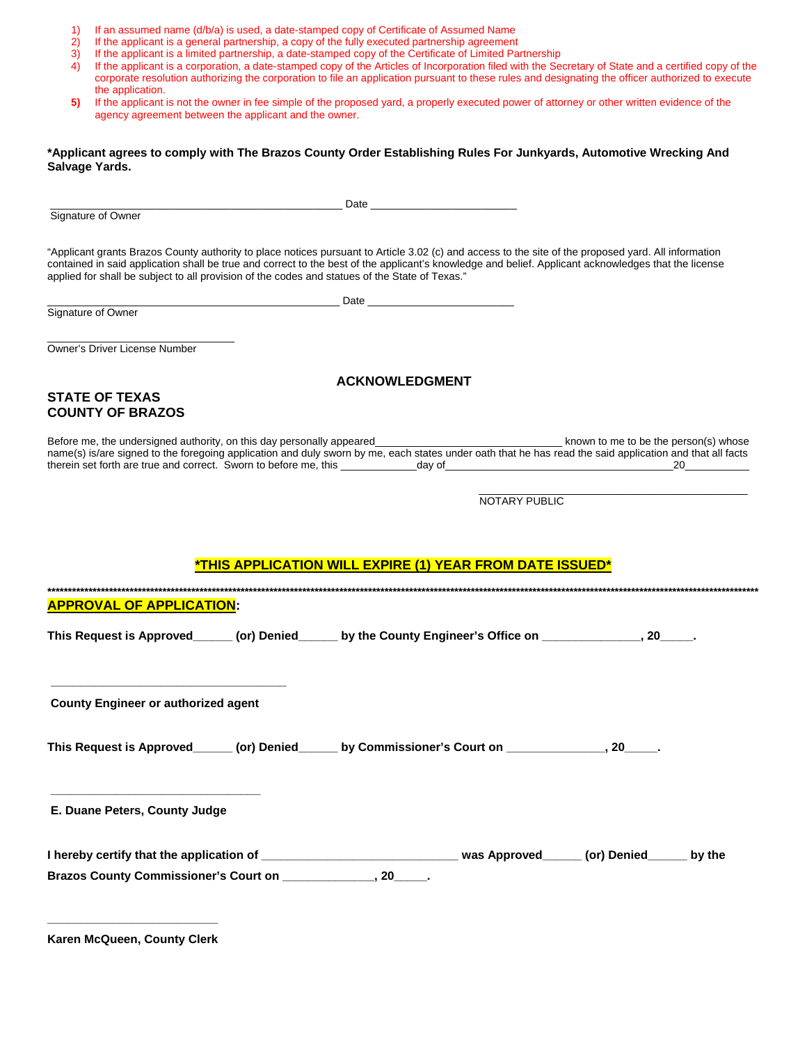1) If an assumed name (d/b/a) is used, a date-stamped copy of Certificate of Assumed Name
2) If the applicant is a general partnership, a copy of the fully executed partnership agreement
3) If the applicant is a limited partnership, a date-stamped copy of the Certificate of Limited Partnership
4) If the applicant is a corporation, a date-stamped copy of the Articles of Incorporation filed with the Secretary of State and a certified copy of the corporate resolution authorizing the corporation to file an application pursuant to these rules and designating the officer authorized to execute the application.
5) If the applicant is not the owner in fee simple of the proposed yard, a properly executed power of attorney or other written evidence of the agency agreement between the applicant and the owner.

**\*Applicant agrees to comply with The Brazos County Order Establishing Rules For Junkyards, Automotive Wrecking And Salvage Yards.**

_________________________________________________ Date ________________________
Signature of Owner

"Applicant grants Brazos County authority to place notices pursuant to Article 3.02 (c) and access to the site of the proposed yard. All information contained in said application shall be true and correct to the best of the applicant's knowledge and belief. Applicant acknowledges that the license applied for shall be subject to all provision of the codes and statues of the State of Texas."

_________________________________________________ Date ________________________
Signature of Owner

_______________________________
Owner's Driver License Number

## ACKNOWLEDGMENT

**STATE OF TEXAS**
**COUNTY OF BRAZOS**

Before me, the undersigned authority, on this day personally appeared_______________________________ known to me to be the person(s) whose name(s) is/are signed to the foregoing application and duly sworn by me, each states under oath that he has read the said application and that all facts therein set forth are true and correct. Sworn to before me, this _____________day of_______________________________________20___________

_____________________________________________
NOTARY PUBLIC

**\*THIS APPLICATION WILL EXPIRE (1) YEAR FROM DATE ISSUED\***

**************************************************************************************************************************************

**APPROVAL OF APPLICATION:**

**This Request is Approved______ (or) Denied______ by the County Engineer's Office on _______________, 20_____.**

_______________________________________
**County Engineer or authorized agent**

**This Request is Approved______ (or) Denied______ by Commissioner's Court on _______________, 20_____.**

___________________________________
**E. Duane Peters, County Judge**

**I hereby certify that the application of ______________________________ was Approved______ (or) Denied______ by the Brazos County Commissioner's Court on ______________, 20_____.**

__________________________
**Karen McQueen, County Clerk**